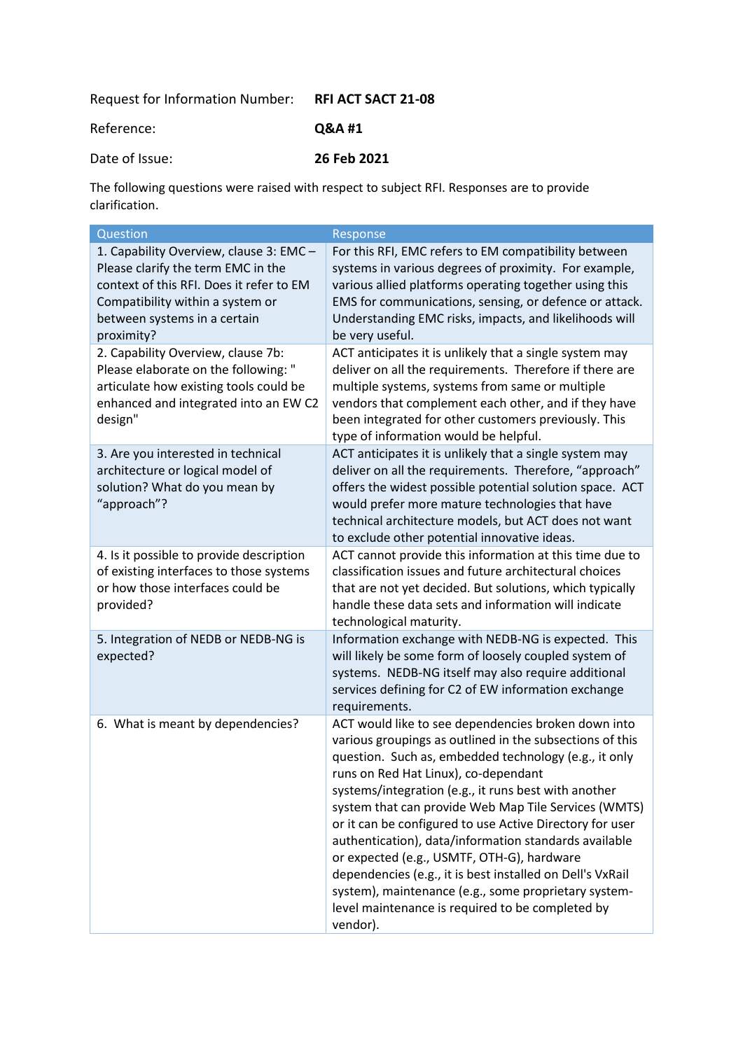Request for Information Number: **RFI ACT SACT 21-08**

Reference: **Q&A #1**

Date of Issue: **26 Feb 2021**

The following questions were raised with respect to subject RFI. Responses are to provide clarification.

| Question | Response |
| --- | --- |
| 1. Capability Overview, clause 3: EMC – Please clarify the term EMC in the context of this RFI. Does it refer to EM Compatibility within a system or between systems in a certain proximity? | For this RFI, EMC refers to EM compatibility between systems in various degrees of proximity. For example, various allied platforms operating together using this EMS for communications, sensing, or defence or attack. Understanding EMC risks, impacts, and likelihoods will be very useful. |
| 2. Capability Overview, clause 7b: Please elaborate on the following: " articulate how existing tools could be enhanced and integrated into an EW C2 design" | ACT anticipates it is unlikely that a single system may deliver on all the requirements. Therefore if there are multiple systems, systems from same or multiple vendors that complement each other, and if they have been integrated for other customers previously. This type of information would be helpful. |
| 3. Are you interested in technical architecture or logical model of solution? What do you mean by “approach”? | ACT anticipates it is unlikely that a single system may deliver on all the requirements. Therefore, “approach” offers the widest possible potential solution space. ACT would prefer more mature technologies that have technical architecture models, but ACT does not want to exclude other potential innovative ideas. |
| 4. Is it possible to provide description of existing interfaces to those systems or how those interfaces could be provided? | ACT cannot provide this information at this time due to classification issues and future architectural choices that are not yet decided. But solutions, which typically handle these data sets and information will indicate technological maturity. |
| 5. Integration of NEDB or NEDB-NG is expected? | Information exchange with NEDB-NG is expected. This will likely be some form of loosely coupled system of systems. NEDB-NG itself may also require additional services defining for C2 of EW information exchange requirements. |
| 6. What is meant by dependencies? | ACT would like to see dependencies broken down into various groupings as outlined in the subsections of this question. Such as, embedded technology (e.g., it only runs on Red Hat Linux), co-dependant systems/integration (e.g., it runs best with another system that can provide Web Map Tile Services (WMTS) or it can be configured to use Active Directory for user authentication), data/information standards available or expected (e.g., USMTF, OTH-G), hardware dependencies (e.g., it is best installed on Dell's VxRail system), maintenance (e.g., some proprietary system-level maintenance is required to be completed by vendor). |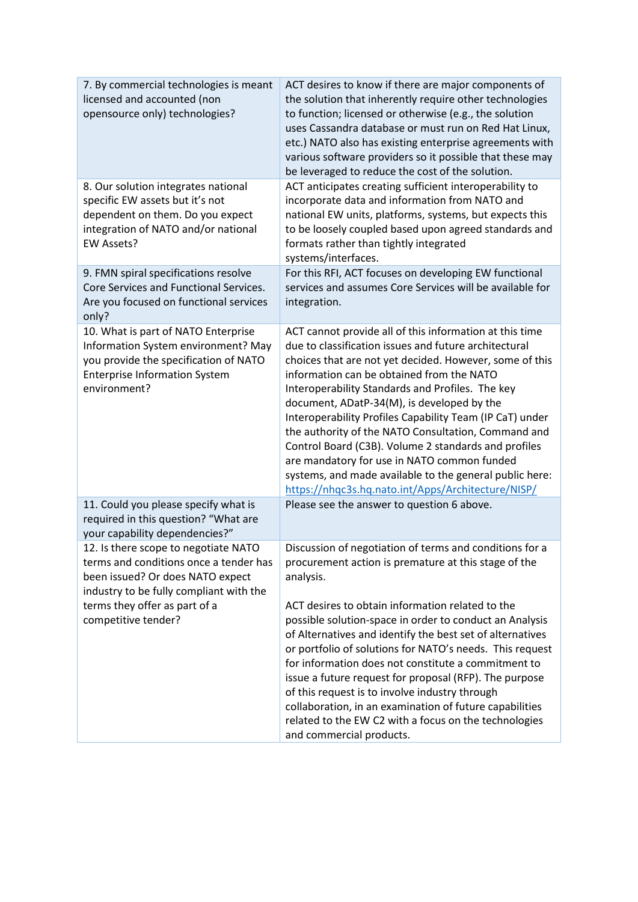| | |
|---|---|
| 7. By commercial technologies is meant licensed and accounted (non opensource only) technologies? | ACT desires to know if there are major components of the solution that inherently require other technologies to function; licensed or otherwise (e.g., the solution uses Cassandra database or must run on Red Hat Linux, etc.) NATO also has existing enterprise agreements with various software providers so it possible that these may be leveraged to reduce the cost of the solution. |
| 8. Our solution integrates national specific EW assets but it's not dependent on them. Do you expect integration of NATO and/or national EW Assets? | ACT anticipates creating sufficient interoperability to incorporate data and information from NATO and national EW units, platforms, systems, but expects this to be loosely coupled based upon agreed standards and formats rather than tightly integrated systems/interfaces. |
| 9. FMN spiral specifications resolve Core Services and Functional Services. Are you focused on functional services only? | For this RFI, ACT focuses on developing EW functional services and assumes Core Services will be available for integration. |
| 10. What is part of NATO Enterprise Information System environment? May you provide the specification of NATO Enterprise Information System environment? | ACT cannot provide all of this information at this time due to classification issues and future architectural choices that are not yet decided. However, some of this information can be obtained from the NATO Interoperability Standards and Profiles. The key document, ADatP-34(M), is developed by the Interoperability Profiles Capability Team (IP CaT) under the authority of the NATO Consultation, Command and Control Board (C3B). Volume 2 standards and profiles are mandatory for use in NATO common funded systems, and made available to the general public here: https://nhqc3s.hq.nato.int/Apps/Architecture/NISP/ |
| 11. Could you please specify what is required in this question? "What are your capability dependencies?" | Please see the answer to question 6 above. |
| 12. Is there scope to negotiate NATO terms and conditions once a tender has been issued? Or does NATO expect industry to be fully compliant with the terms they offer as part of a competitive tender? | Discussion of negotiation of terms and conditions for a procurement action is premature at this stage of the analysis.<br><br>ACT desires to obtain information related to the possible solution-space in order to conduct an Analysis of Alternatives and identify the best set of alternatives or portfolio of solutions for NATO's needs. This request for information does not constitute a commitment to issue a future request for proposal (RFP). The purpose of this request is to involve industry through collaboration, in an examination of future capabilities related to the EW C2 with a focus on the technologies and commercial products. |